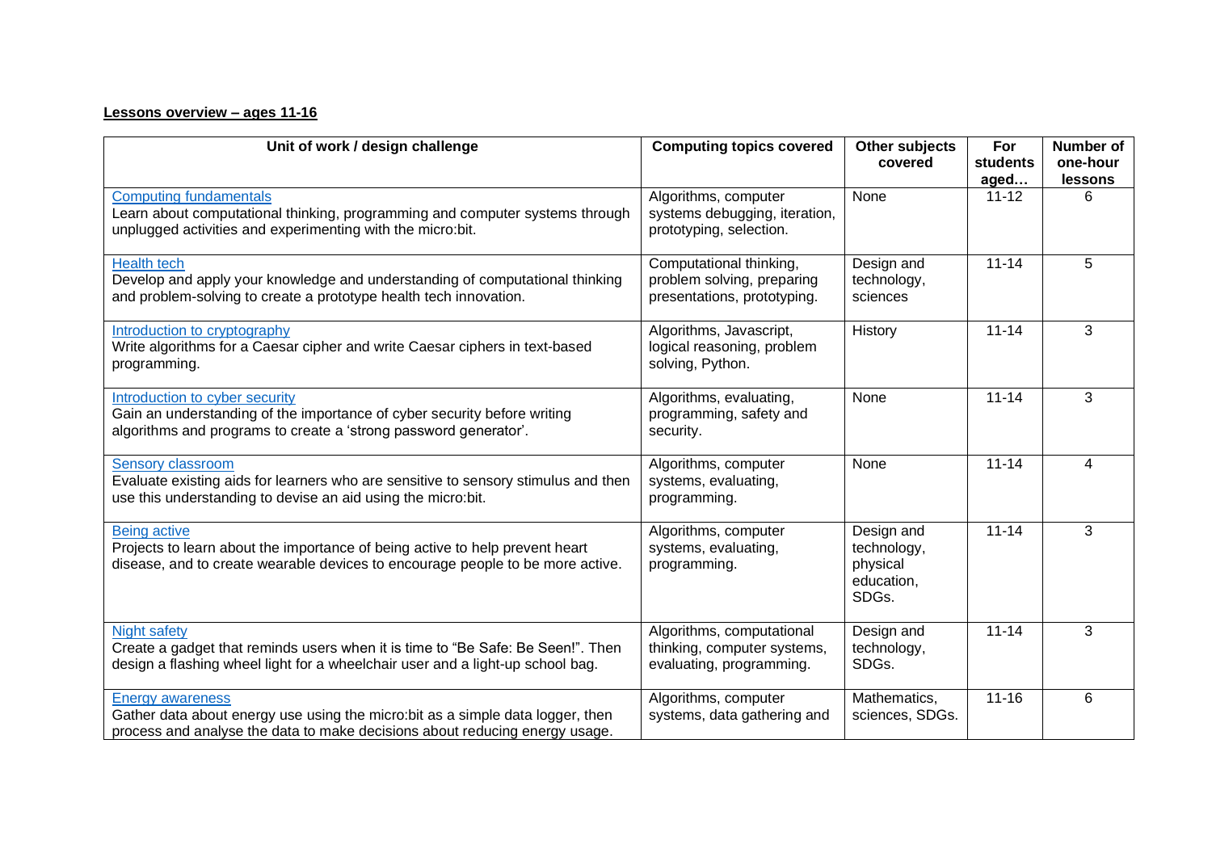**Lessons overview – ages 11-16**

| Unit of work / design challenge | Computing topics covered | Other subjects covered | For students aged… | Number of one-hour lessons |
|---|---|---|---|---|
| Computing fundamentals<br>Learn about computational thinking, programming and computer systems through unplugged activities and experimenting with the micro:bit. | Algorithms, computer systems debugging, iteration, prototyping, selection. | None | 11-12 | 6 |
| Health tech<br>Develop and apply your knowledge and understanding of computational thinking and problem-solving to create a prototype health tech innovation. | Computational thinking, problem solving, preparing presentations, prototyping. | Design and technology, sciences | 11-14 | 5 |
| Introduction to cryptography<br>Write algorithms for a Caesar cipher and write Caesar ciphers in text-based programming. | Algorithms, Javascript, logical reasoning, problem solving, Python. | History | 11-14 | 3 |
| Introduction to cyber security<br>Gain an understanding of the importance of cyber security before writing algorithms and programs to create a 'strong password generator'. | Algorithms, evaluating, programming, safety and security. | None | 11-14 | 3 |
| Sensory classroom<br>Evaluate existing aids for learners who are sensitive to sensory stimulus and then use this understanding to devise an aid using the micro:bit. | Algorithms, computer systems, evaluating, programming. | None | 11-14 | 4 |
| Being active<br>Projects to learn about the importance of being active to help prevent heart disease, and to create wearable devices to encourage people to be more active. | Algorithms, computer systems, evaluating, programming. | Design and technology, physical education, SDGs. | 11-14 | 3 |
| Night safety<br>Create a gadget that reminds users when it is time to "Be Safe: Be Seen!". Then design a flashing wheel light for a wheelchair user and a light-up school bag. | Algorithms, computational thinking, computer systems, evaluating, programming. | Design and technology, SDGs. | 11-14 | 3 |
| Energy awareness<br>Gather data about energy use using the micro:bit as a simple data logger, then process and analyse the data to make decisions about reducing energy usage. | Algorithms, computer systems, data gathering and | Mathematics, sciences, SDGs. | 11-16 | 6 |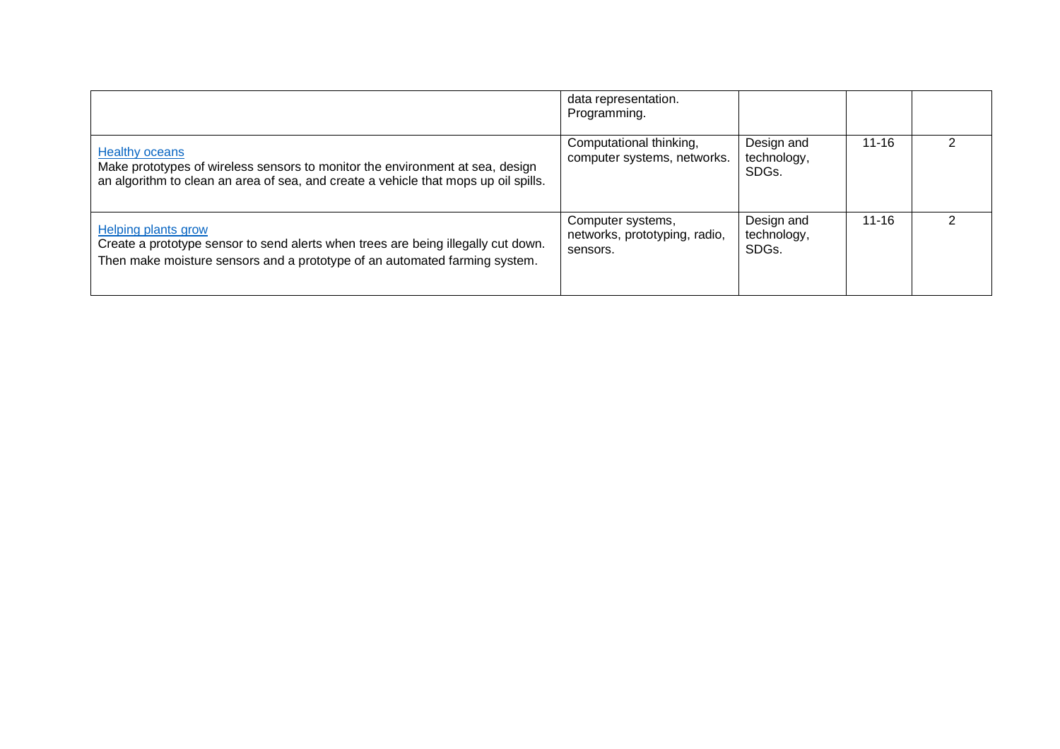| | | | | |
|---|---|---|---|---|
| | data representation. Programming. | | | |
| Healthy oceans<br>Make prototypes of wireless sensors to monitor the environment at sea, design an algorithm to clean an area of sea, and create a vehicle that mops up oil spills. | Computational thinking, computer systems, networks. | Design and technology, SDGs. | 11-16 | 2 |
| Helping plants grow<br>Create a prototype sensor to send alerts when trees are being illegally cut down. Then make moisture sensors and a prototype of an automated farming system. | Computer systems, networks, prototyping, radio, sensors. | Design and technology, SDGs. | 11-16 | 2 |